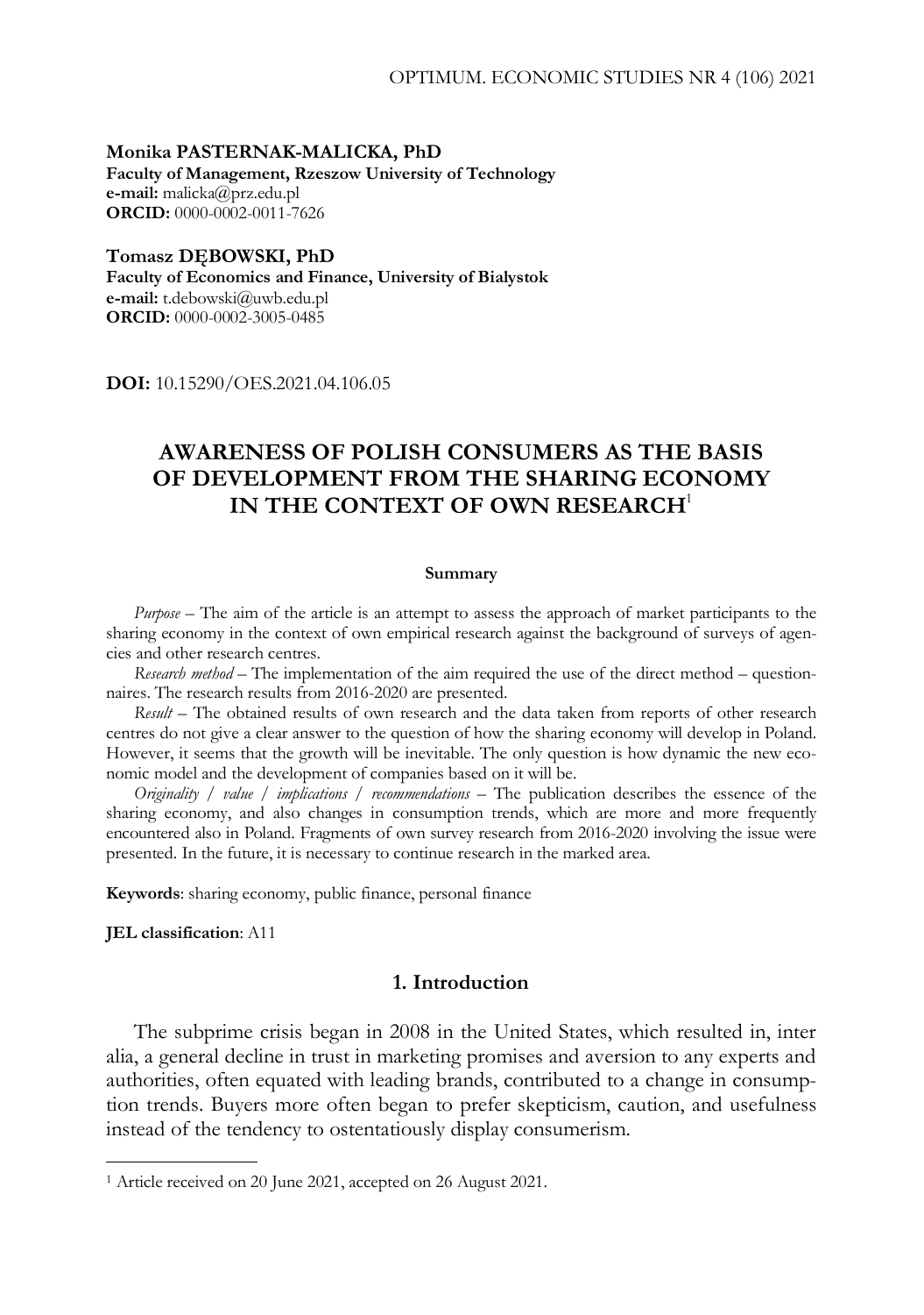**Monika PASTERNAK-MALICKA, PhD**
**Faculty of Management, Rzeszow University of Technology**
**e-mail:** malicka@prz.edu.pl
**ORCID:** 0000-0002-0011-7626

**Tomasz DĘBOWSKI, PhD**
**Faculty of Economics and Finance, University of Bialystok**
**e-mail:** t.debowski@uwb.edu.pl
**ORCID:** 0000-0002-3005-0485

**DOI:** 10.15290/OES.2021.04.106.05

# AWARENESS OF POLISH CONSUMERS AS THE BASIS OF DEVELOPMENT FROM THE SHARING ECONOMY IN THE CONTEXT OF OWN RESEARCH[1]

**Summary**

*Purpose* – The aim of the article is an attempt to assess the approach of market participants to the sharing economy in the context of own empirical research against the background of surveys of agencies and other research centres.

*Research method* – The implementation of the aim required the use of the direct method – questionnaires. The research results from 2016-2020 are presented.

*Result* – The obtained results of own research and the data taken from reports of other research centres do not give a clear answer to the question of how the sharing economy will develop in Poland. However, it seems that the growth will be inevitable. The only question is how dynamic the new economic model and the development of companies based on it will be.

*Originality / value / implications / recommendations* – The publication describes the essence of the sharing economy, and also changes in consumption trends, which are more and more frequently encountered also in Poland. Fragments of own survey research from 2016-2020 involving the issue were presented. In the future, it is necessary to continue research in the marked area.

**Keywords**: sharing economy, public finance, personal finance

**JEL classification**: A11

## 1. Introduction

The subprime crisis began in 2008 in the United States, which resulted in, inter alia, a general decline in trust in marketing promises and aversion to any experts and authorities, often equated with leading brands, contributed to a change in consumption trends. Buyers more often began to prefer skepticism, caution, and usefulness instead of the tendency to ostentatiously display consumerism.

[1] Article received on 20 June 2021, accepted on 26 August 2021.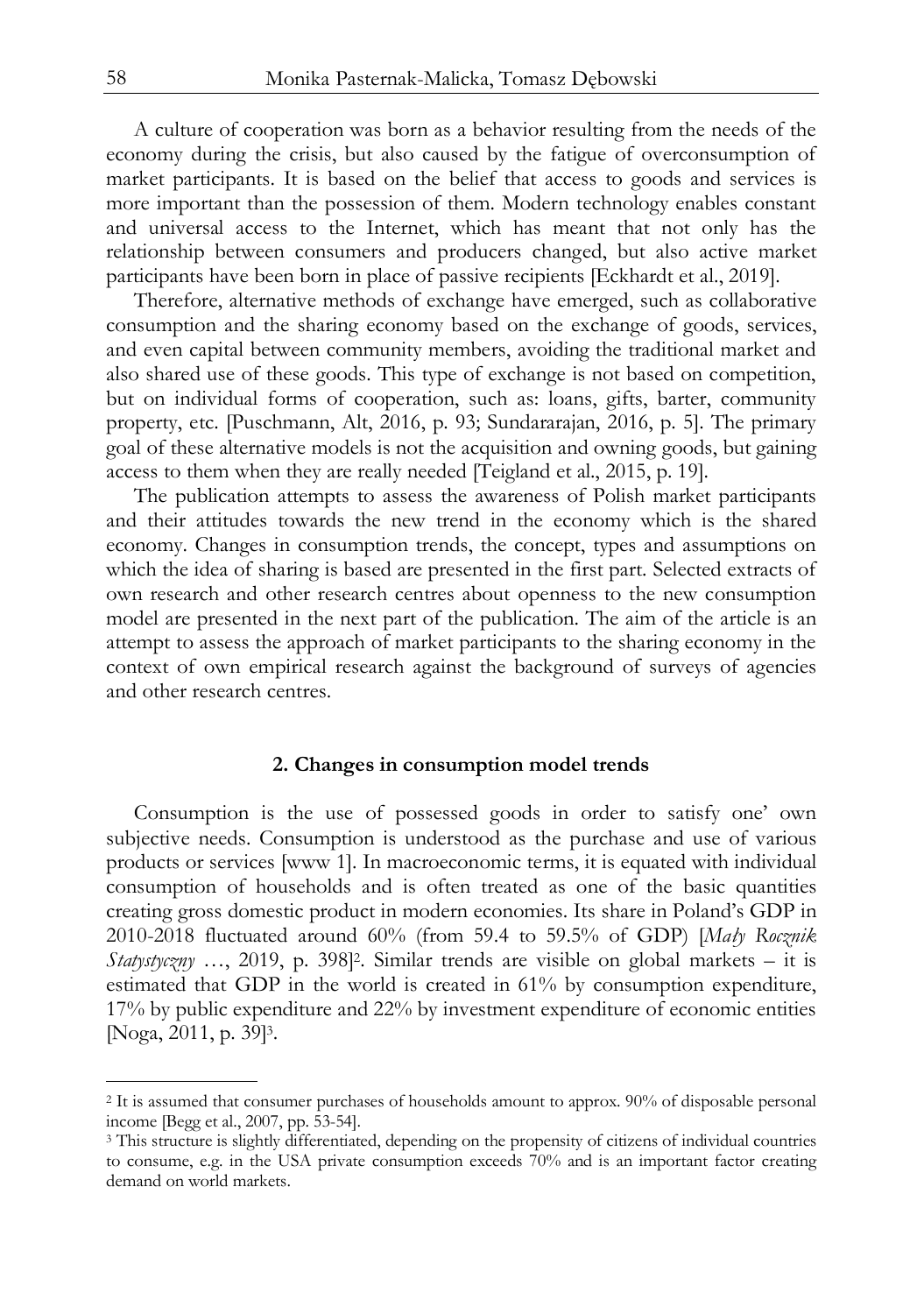A culture of cooperation was born as a behavior resulting from the needs of the economy during the crisis, but also caused by the fatigue of overconsumption of market participants. It is based on the belief that access to goods and services is more important than the possession of them. Modern technology enables constant and universal access to the Internet, which has meant that not only has the relationship between consumers and producers changed, but also active market participants have been born in place of passive recipients [Eckhardt et al., 2019].

Therefore, alternative methods of exchange have emerged, such as collaborative consumption and the sharing economy based on the exchange of goods, services, and even capital between community members, avoiding the traditional market and also shared use of these goods. This type of exchange is not based on competition, but on individual forms of cooperation, such as: loans, gifts, barter, community property, etc. [Puschmann, Alt, 2016, p. 93; Sundararajan, 2016, p. 5]. The primary goal of these alternative models is not the acquisition and owning goods, but gaining access to them when they are really needed [Teigland et al., 2015, p. 19].

The publication attempts to assess the awareness of Polish market participants and their attitudes towards the new trend in the economy which is the shared economy. Changes in consumption trends, the concept, types and assumptions on which the idea of sharing is based are presented in the first part. Selected extracts of own research and other research centres about openness to the new consumption model are presented in the next part of the publication. The aim of the article is an attempt to assess the approach of market participants to the sharing economy in the context of own empirical research against the background of surveys of agencies and other research centres.

## 2. Changes in consumption model trends

Consumption is the use of possessed goods in order to satisfy one' own subjective needs. Consumption is understood as the purchase and use of various products or services [www 1]. In macroeconomic terms, it is equated with individual consumption of households and is often treated as one of the basic quantities creating gross domestic product in modern economies. Its share in Poland's GDP in 2010-2018 fluctuated around 60% (from 59.4 to 59.5% of GDP) [*Mały Rocznik Statystyczny* …, 2019, p. 398][2]. Similar trends are visible on global markets – it is estimated that GDP in the world is created in 61% by consumption expenditure, 17% by public expenditure and 22% by investment expenditure of economic entities [Noga, 2011, p. 39][3].

---

[2] It is assumed that consumer purchases of households amount to approx. 90% of disposable personal income [Begg et al., 2007, pp. 53-54].

[3] This structure is slightly differentiated, depending on the propensity of citizens of individual countries to consume, e.g. in the USA private consumption exceeds 70% and is an important factor creating demand on world markets.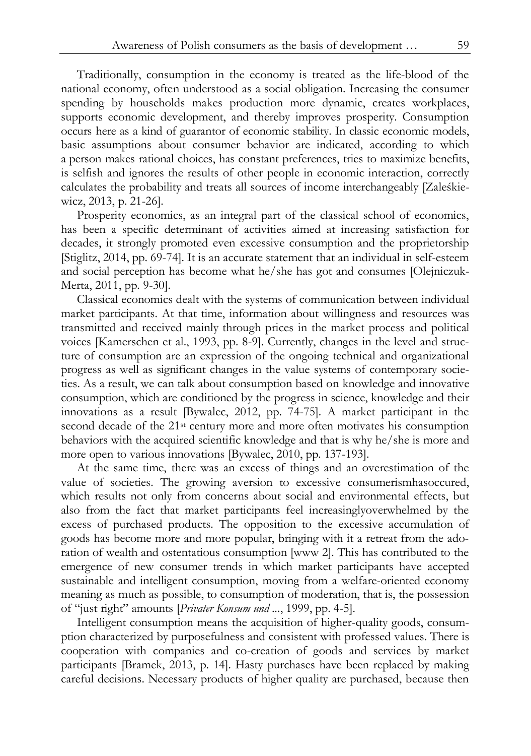Traditionally, consumption in the economy is treated as the life-blood of the national economy, often understood as a social obligation. Increasing the consumer spending by households makes production more dynamic, creates workplaces, supports economic development, and thereby improves prosperity. Consumption occurs here as a kind of guarantor of economic stability. In classic economic models, basic assumptions about consumer behavior are indicated, according to which a person makes rational choices, has constant preferences, tries to maximize benefits, is selfish and ignores the results of other people in economic interaction, correctly calculates the probability and treats all sources of income interchangeably [Zaleśkiewicz, 2013, p. 21-26].

Prosperity economics, as an integral part of the classical school of economics, has been a specific determinant of activities aimed at increasing satisfaction for decades, it strongly promoted even excessive consumption and the proprietorship [Stiglitz, 2014, pp. 69-74]. It is an accurate statement that an individual in self-esteem and social perception has become what he/she has got and consumes [Olejniczuk-Merta, 2011, pp. 9-30].

Classical economics dealt with the systems of communication between individual market participants. At that time, information about willingness and resources was transmitted and received mainly through prices in the market process and political voices [Kamerschen et al., 1993, pp. 8-9]. Currently, changes in the level and structure of consumption are an expression of the ongoing technical and organizational progress as well as significant changes in the value systems of contemporary societies. As a result, we can talk about consumption based on knowledge and innovative consumption, which are conditioned by the progress in science, knowledge and their innovations as a result [Bywalec, 2012, pp. 74-75]. A market participant in the second decade of the 21st century more and more often motivates his consumption behaviors with the acquired scientific knowledge and that is why he/she is more and more open to various innovations [Bywalec, 2010, pp. 137-193].

At the same time, there was an excess of things and an overestimation of the value of societies. The growing aversion to excessive consumerismhasoccured, which results not only from concerns about social and environmental effects, but also from the fact that market participants feel increasinglyoverwhelmed by the excess of purchased products. The opposition to the excessive accumulation of goods has become more and more popular, bringing with it a retreat from the adoration of wealth and ostentatious consumption [www 2]. This has contributed to the emergence of new consumer trends in which market participants have accepted sustainable and intelligent consumption, moving from a welfare-oriented economy meaning as much as possible, to consumption of moderation, that is, the possession of "just right" amounts [*Privater Konsum und ...*, 1999, pp. 4-5].

Intelligent consumption means the acquisition of higher-quality goods, consumption characterized by purposefulness and consistent with professed values. There is cooperation with companies and co-creation of goods and services by market participants [Bramek, 2013, p. 14]. Hasty purchases have been replaced by making careful decisions. Necessary products of higher quality are purchased, because then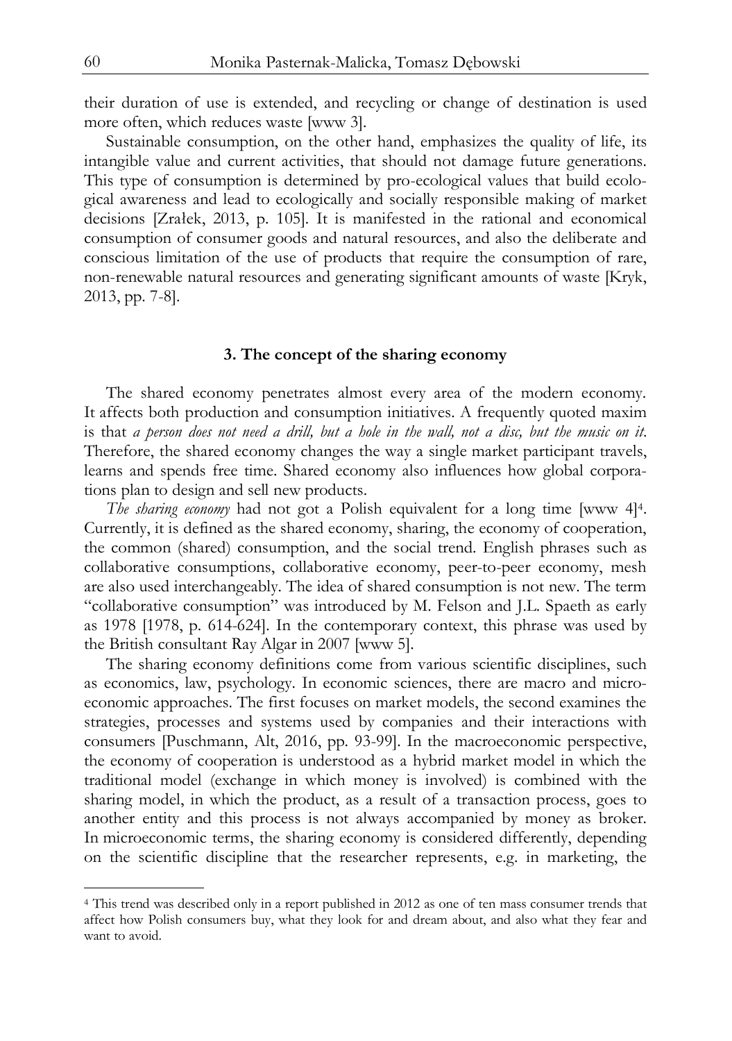their duration of use is extended, and recycling or change of destination is used more often, which reduces waste [www 3].

Sustainable consumption, on the other hand, emphasizes the quality of life, its intangible value and current activities, that should not damage future generations. This type of consumption is determined by pro-ecological values that build ecological awareness and lead to ecologically and socially responsible making of market decisions [Zrałek, 2013, p. 105]. It is manifested in the rational and economical consumption of consumer goods and natural resources, and also the deliberate and conscious limitation of the use of products that require the consumption of rare, non-renewable natural resources and generating significant amounts of waste [Kryk, 2013, pp. 7-8].

## 3. The concept of the sharing economy

The shared economy penetrates almost every area of the modern economy. It affects both production and consumption initiatives. A frequently quoted maxim is that *a person does not need a drill, but a hole in the wall, not a disc, but the music on it*. Therefore, the shared economy changes the way a single market participant travels, learns and spends free time. Shared economy also influences how global corporations plan to design and sell new products.

*The sharing economy* had not got a Polish equivalent for a long time [www 4][4]. Currently, it is defined as the shared economy, sharing, the economy of cooperation, the common (shared) consumption, and the social trend. English phrases such as collaborative consumptions, collaborative economy, peer-to-peer economy, mesh are also used interchangeably. The idea of shared consumption is not new. The term "collaborative consumption" was introduced by M. Felson and J.L. Spaeth as early as 1978 [1978, p. 614-624]. In the contemporary context, this phrase was used by the British consultant Ray Algar in 2007 [www 5].

The sharing economy definitions come from various scientific disciplines, such as economics, law, psychology. In economic sciences, there are macro and microeconomic approaches. The first focuses on market models, the second examines the strategies, processes and systems used by companies and their interactions with consumers [Puschmann, Alt, 2016, pp. 93-99]. In the macroeconomic perspective, the economy of cooperation is understood as a hybrid market model in which the traditional model (exchange in which money is involved) is combined with the sharing model, in which the product, as a result of a transaction process, goes to another entity and this process is not always accompanied by money as broker. In microeconomic terms, the sharing economy is considered differently, depending on the scientific discipline that the researcher represents, e.g. in marketing, the

---

[4] This trend was described only in a report published in 2012 as one of ten mass consumer trends that affect how Polish consumers buy, what they look for and dream about, and also what they fear and want to avoid.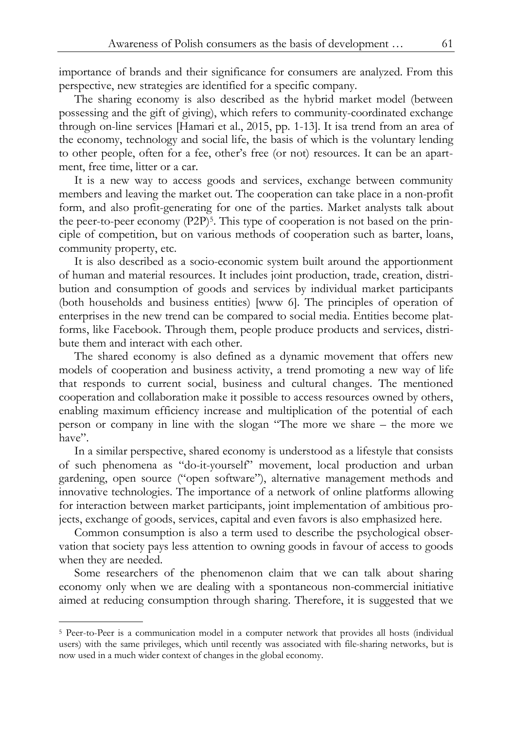importance of brands and their significance for consumers are analyzed. From this perspective, new strategies are identified for a specific company.

The sharing economy is also described as the hybrid market model (between possessing and the gift of giving), which refers to community-coordinated exchange through on-line services [Hamari et al., 2015, pp. 1-13]. It isa trend from an area of the economy, technology and social life, the basis of which is the voluntary lending to other people, often for a fee, other's free (or not) resources. It can be an apartment, free time, litter or a car.

It is a new way to access goods and services, exchange between community members and leaving the market out. The cooperation can take place in a non-profit form, and also profit-generating for one of the parties. Market analysts talk about the peer-to-peer economy (P2P)[5]. This type of cooperation is not based on the principle of competition, but on various methods of cooperation such as barter, loans, community property, etc.

It is also described as a socio-economic system built around the apportionment of human and material resources. It includes joint production, trade, creation, distribution and consumption of goods and services by individual market participants (both households and business entities) [www 6]. The principles of operation of enterprises in the new trend can be compared to social media. Entities become platforms, like Facebook. Through them, people produce products and services, distribute them and interact with each other.

The shared economy is also defined as a dynamic movement that offers new models of cooperation and business activity, a trend promoting a new way of life that responds to current social, business and cultural changes. The mentioned cooperation and collaboration make it possible to access resources owned by others, enabling maximum efficiency increase and multiplication of the potential of each person or company in line with the slogan "The more we share – the more we have".

In a similar perspective, shared economy is understood as a lifestyle that consists of such phenomena as "do-it-yourself" movement, local production and urban gardening, open source ("open software"), alternative management methods and innovative technologies. The importance of a network of online platforms allowing for interaction between market participants, joint implementation of ambitious projects, exchange of goods, services, capital and even favors is also emphasized here.

Common consumption is also a term used to describe the psychological observation that society pays less attention to owning goods in favour of access to goods when they are needed.

Some researchers of the phenomenon claim that we can talk about sharing economy only when we are dealing with a spontaneous non-commercial initiative aimed at reducing consumption through sharing. Therefore, it is suggested that we

---

[5] Peer-to-Peer is a communication model in a computer network that provides all hosts (individual users) with the same privileges, which until recently was associated with file-sharing networks, but is now used in a much wider context of changes in the global economy.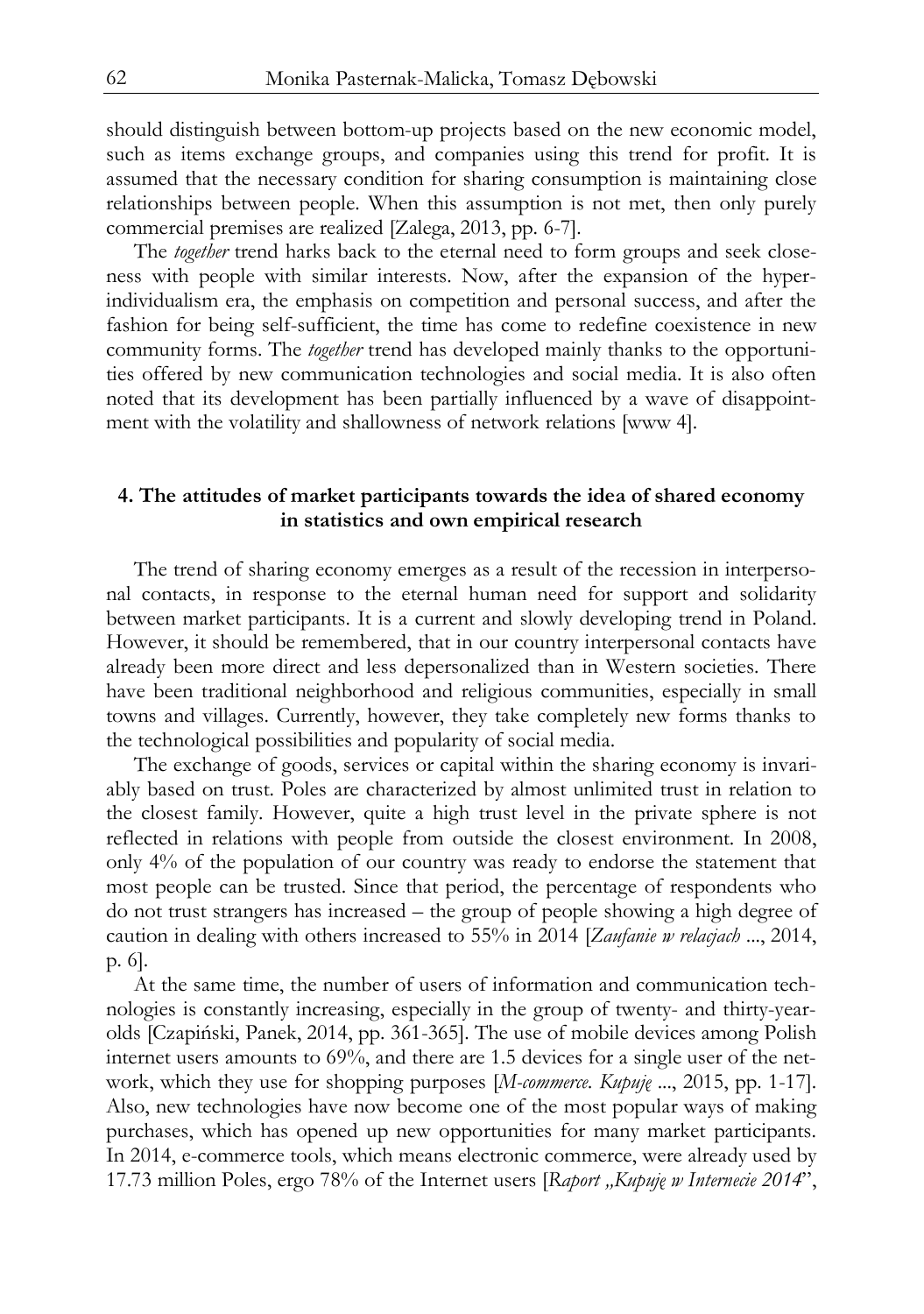should distinguish between bottom-up projects based on the new economic model, such as items exchange groups, and companies using this trend for profit. It is assumed that the necessary condition for sharing consumption is maintaining close relationships between people. When this assumption is not met, then only purely commercial premises are realized [Zalega, 2013, pp. 6-7].

The *together* trend harks back to the eternal need to form groups and seek closeness with people with similar interests. Now, after the expansion of the hyper-individualism era, the emphasis on competition and personal success, and after the fashion for being self-sufficient, the time has come to redefine coexistence in new community forms. The *together* trend has developed mainly thanks to the opportunities offered by new communication technologies and social media. It is also often noted that its development has been partially influenced by a wave of disappointment with the volatility and shallowness of network relations [www 4].

## 4. The attitudes of market participants towards the idea of shared economy in statistics and own empirical research

The trend of sharing economy emerges as a result of the recession in interpersonal contacts, in response to the eternal human need for support and solidarity between market participants. It is a current and slowly developing trend in Poland. However, it should be remembered, that in our country interpersonal contacts have already been more direct and less depersonalized than in Western societies. There have been traditional neighborhood and religious communities, especially in small towns and villages. Currently, however, they take completely new forms thanks to the technological possibilities and popularity of social media.

The exchange of goods, services or capital within the sharing economy is invariably based on trust. Poles are characterized by almost unlimited trust in relation to the closest family. However, quite a high trust level in the private sphere is not reflected in relations with people from outside the closest environment. In 2008, only 4% of the population of our country was ready to endorse the statement that most people can be trusted. Since that period, the percentage of respondents who do not trust strangers has increased – the group of people showing a high degree of caution in dealing with others increased to 55% in 2014 [*Zaufanie w relacjach* ..., 2014, p. 6].

At the same time, the number of users of information and communication technologies is constantly increasing, especially in the group of twenty- and thirty-year-olds [Czapiński, Panek, 2014, pp. 361-365]. The use of mobile devices among Polish internet users amounts to 69%, and there are 1.5 devices for a single user of the network, which they use for shopping purposes [*M-commerce. Kupuję* ..., 2015, pp. 1-17]. Also, new technologies have now become one of the most popular ways of making purchases, which has opened up new opportunities for many market participants. In 2014, e-commerce tools, which means electronic commerce, were already used by 17.73 million Poles, ergo 78% of the Internet users [*Raport „Kupuję w Internecie 2014*",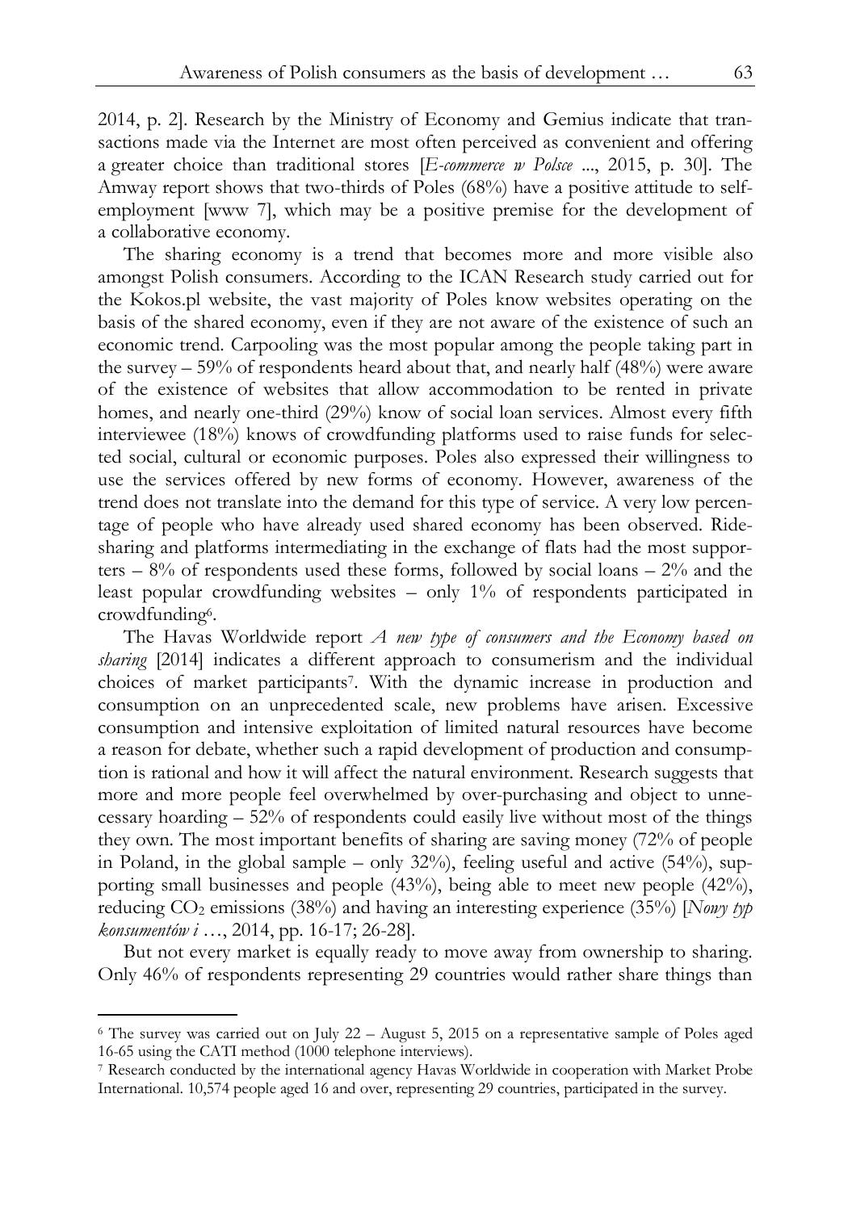2014, p. 2]. Research by the Ministry of Economy and Gemius indicate that transactions made via the Internet are most often perceived as convenient and offering a greater choice than traditional stores [*E-commerce w Polsce* ..., 2015, p. 30]. The Amway report shows that two-thirds of Poles (68%) have a positive attitude to self-employment [www 7], which may be a positive premise for the development of a collaborative economy.

The sharing economy is a trend that becomes more and more visible also amongst Polish consumers. According to the ICAN Research study carried out for the Kokos.pl website, the vast majority of Poles know websites operating on the basis of the shared economy, even if they are not aware of the existence of such an economic trend. Carpooling was the most popular among the people taking part in the survey – 59% of respondents heard about that, and nearly half (48%) were aware of the existence of websites that allow accommodation to be rented in private homes, and nearly one-third (29%) know of social loan services. Almost every fifth interviewee (18%) knows of crowdfunding platforms used to raise funds for selected social, cultural or economic purposes. Poles also expressed their willingness to use the services offered by new forms of economy. However, awareness of the trend does not translate into the demand for this type of service. A very low percentage of people who have already used shared economy has been observed. Ridesharing and platforms intermediating in the exchange of flats had the most supporters – 8% of respondents used these forms, followed by social loans – 2% and the least popular crowdfunding websites – only 1% of respondents participated in crowdfunding[6].

The Havas Worldwide report *A new type of consumers and the Economy based on sharing* [2014] indicates a different approach to consumerism and the individual choices of market participants[7]. With the dynamic increase in production and consumption on an unprecedented scale, new problems have arisen. Excessive consumption and intensive exploitation of limited natural resources have become a reason for debate, whether such a rapid development of production and consumption is rational and how it will affect the natural environment. Research suggests that more and more people feel overwhelmed by over-purchasing and object to unnecessary hoarding – 52% of respondents could easily live without most of the things they own. The most important benefits of sharing are saving money (72% of people in Poland, in the global sample – only 32%), feeling useful and active (54%), supporting small businesses and people (43%), being able to meet new people (42%), reducing $CO_2$ emissions (38%) and having an interesting experience (35%) [*Nowy typ konsumentów i* …, 2014, pp. 16-17; 26-28].

But not every market is equally ready to move away from ownership to sharing. Only 46% of respondents representing 29 countries would rather share things than

---

[6] The survey was carried out on July 22 – August 5, 2015 on a representative sample of Poles aged 16-65 using the CATI method (1000 telephone interviews).

[7] Research conducted by the international agency Havas Worldwide in cooperation with Market Probe International. 10,574 people aged 16 and over, representing 29 countries, participated in the survey.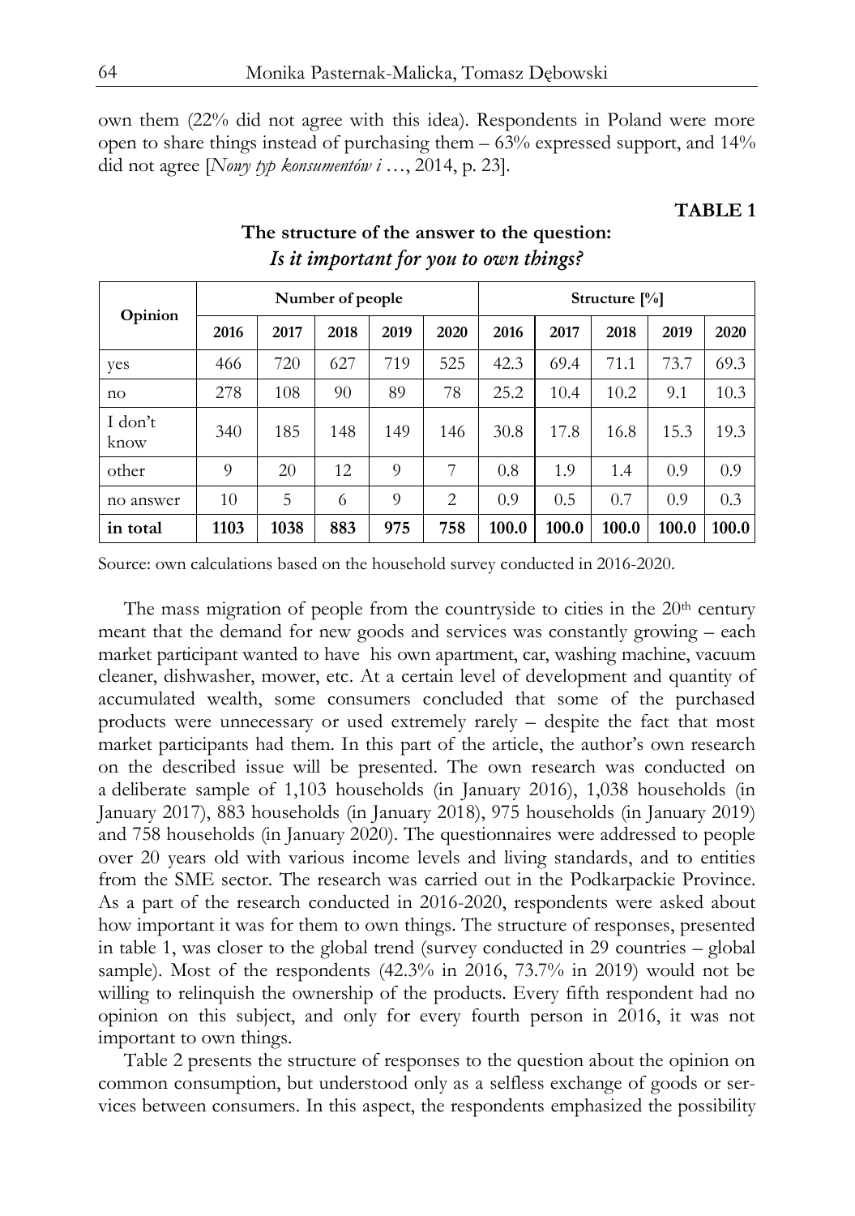own them (22% did not agree with this idea). Respondents in Poland were more open to share things instead of purchasing them – 63% expressed support, and 14% did not agree [*Nowy typ konsumentów i* …, 2014, p. 23].

**TABLE 1**

**The structure of the answer to the question:**
***Is it important for you to own things?***

| Opinion | Number of people | | | | | Structure [%] | | | | |
|---|---|---|---|---|---|---|---|---|---|---|
| | 2016 | 2017 | 2018 | 2019 | 2020 | 2016 | 2017 | 2018 | 2019 | 2020 |
| yes | 466 | 720 | 627 | 719 | 525 | 42.3 | 69.4 | 71.1 | 73.7 | 69.3 |
| no | 278 | 108 | 90 | 89 | 78 | 25.2 | 10.4 | 10.2 | 9.1 | 10.3 |
| I don't know | 340 | 185 | 148 | 149 | 146 | 30.8 | 17.8 | 16.8 | 15.3 | 19.3 |
| other | 9 | 20 | 12 | 9 | 7 | 0.8 | 1.9 | 1.4 | 0.9 | 0.9 |
| no answer | 10 | 5 | 6 | 9 | 2 | 0.9 | 0.5 | 0.7 | 0.9 | 0.3 |
| **in total** | **1103** | **1038** | **883** | **975** | **758** | **100.0** | **100.0** | **100.0** | **100.0** | **100.0** |

Source: own calculations based on the household survey conducted in 2016-2020.

The mass migration of people from the countryside to cities in the 20th century meant that the demand for new goods and services was constantly growing – each market participant wanted to have his own apartment, car, washing machine, vacuum cleaner, dishwasher, mower, etc. At a certain level of development and quantity of accumulated wealth, some consumers concluded that some of the purchased products were unnecessary or used extremely rarely – despite the fact that most market participants had them. In this part of the article, the author's own research on the described issue will be presented. The own research was conducted on a deliberate sample of 1,103 households (in January 2016), 1,038 households (in January 2017), 883 households (in January 2018), 975 households (in January 2019) and 758 households (in January 2020). The questionnaires were addressed to people over 20 years old with various income levels and living standards, and to entities from the SME sector. The research was carried out in the Podkarpackie Province. As a part of the research conducted in 2016-2020, respondents were asked about how important it was for them to own things. The structure of responses, presented in table 1, was closer to the global trend (survey conducted in 29 countries – global sample). Most of the respondents (42.3% in 2016, 73.7% in 2019) would not be willing to relinquish the ownership of the products. Every fifth respondent had no opinion on this subject, and only for every fourth person in 2016, it was not important to own things.

Table 2 presents the structure of responses to the question about the opinion on common consumption, but understood only as a selfless exchange of goods or services between consumers. In this aspect, the respondents emphasized the possibility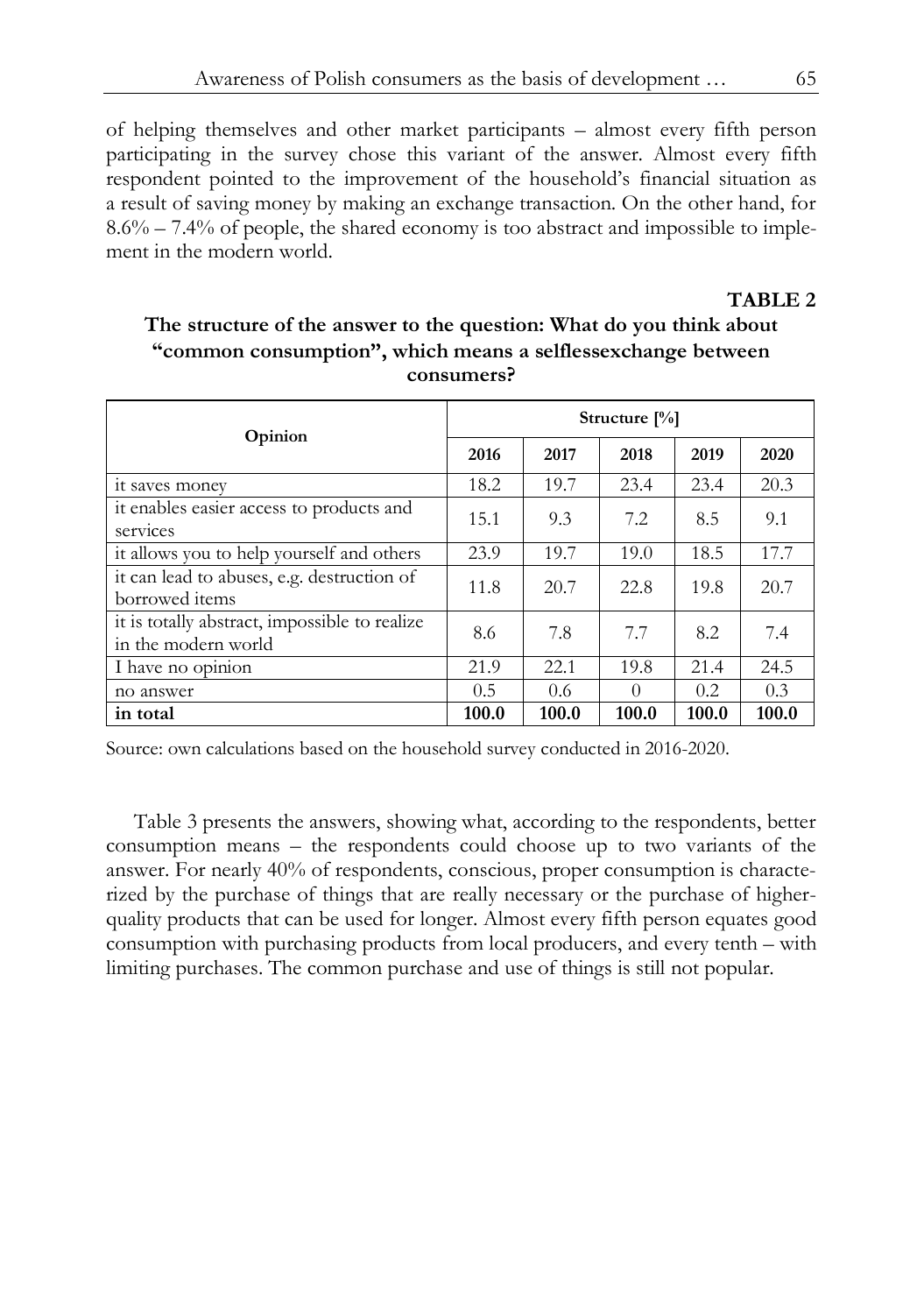of helping themselves and other market participants – almost every fifth person participating in the survey chose this variant of the answer. Almost every fifth respondent pointed to the improvement of the household's financial situation as a result of saving money by making an exchange transaction. On the other hand, for 8.6% – 7.4% of people, the shared economy is too abstract and impossible to implement in the modern world.

**TABLE 2**

**The structure of the answer to the question: What do you think about "common consumption", which means a selflessexchange between consumers?**

| Opinion | Structure [%] | | | | |
|---|---|---|---|---|---|
| | 2016 | 2017 | 2018 | 2019 | 2020 |
| it saves money | 18.2 | 19.7 | 23.4 | 23.4 | 20.3 |
| it enables easier access to products and services | 15.1 | 9.3 | 7.2 | 8.5 | 9.1 |
| it allows you to help yourself and others | 23.9 | 19.7 | 19.0 | 18.5 | 17.7 |
| it can lead to abuses, e.g. destruction of borrowed items | 11.8 | 20.7 | 22.8 | 19.8 | 20.7 |
| it is totally abstract, impossible to realize in the modern world | 8.6 | 7.8 | 7.7 | 8.2 | 7.4 |
| I have no opinion | 21.9 | 22.1 | 19.8 | 21.4 | 24.5 |
| no answer | 0.5 | 0.6 | 0 | 0.2 | 0.3 |
| **in total** | **100.0** | **100.0** | **100.0** | **100.0** | **100.0** |

Source: own calculations based on the household survey conducted in 2016-2020.

Table 3 presents the answers, showing what, according to the respondents, better consumption means – the respondents could choose up to two variants of the answer. For nearly 40% of respondents, conscious, proper consumption is characterized by the purchase of things that are really necessary or the purchase of higher-quality products that can be used for longer. Almost every fifth person equates good consumption with purchasing products from local producers, and every tenth – with limiting purchases. The common purchase and use of things is still not popular.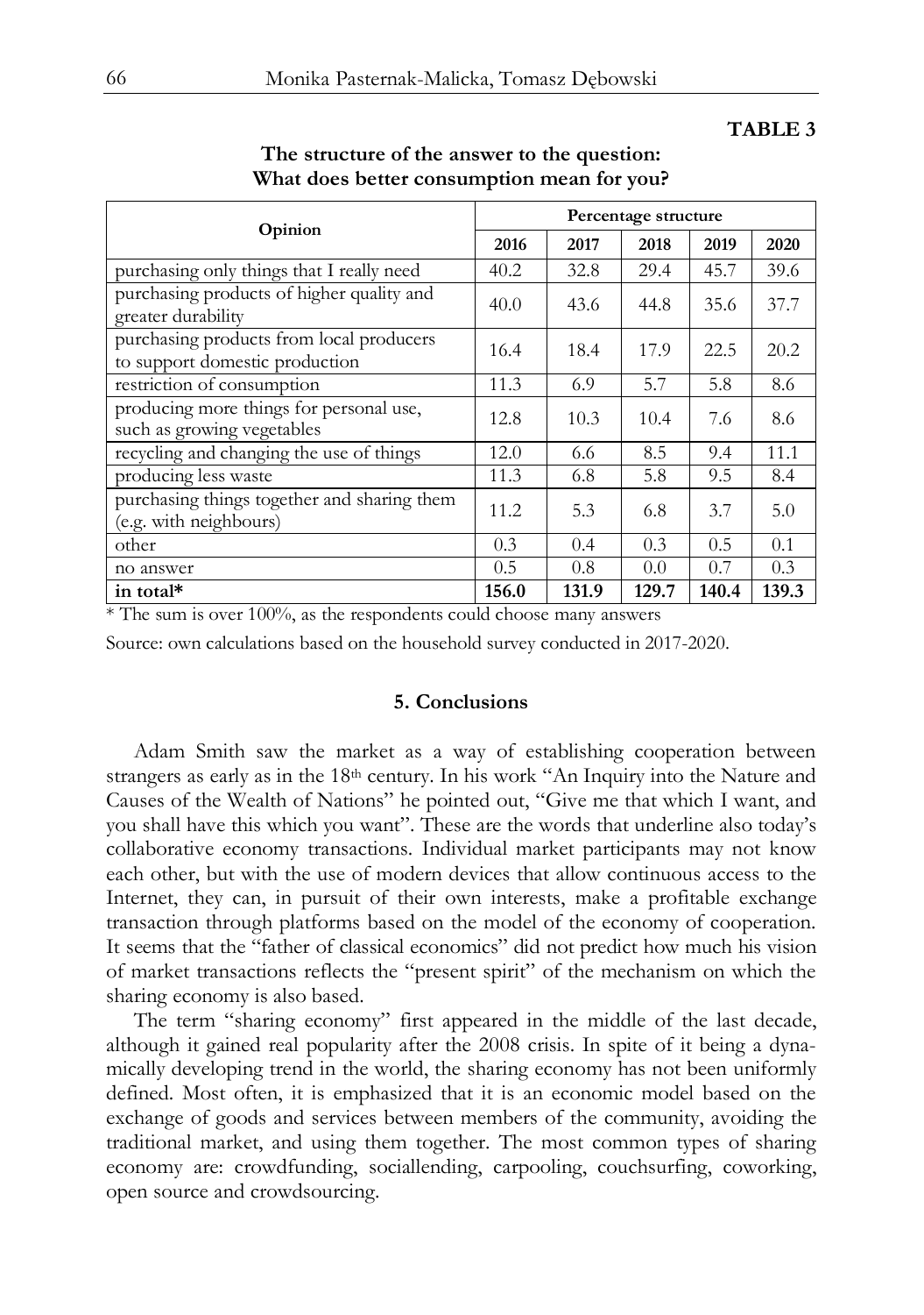**TABLE 3**

**The structure of the answer to the question: What does better consumption mean for you?**

| Opinion | Percentage structure | | | | |
|---|---|---|---|---|---|
| | 2016 | 2017 | 2018 | 2019 | 2020 |
| purchasing only things that I really need | 40.2 | 32.8 | 29.4 | 45.7 | 39.6 |
| purchasing products of higher quality and greater durability | 40.0 | 43.6 | 44.8 | 35.6 | 37.7 |
| purchasing products from local producers to support domestic production | 16.4 | 18.4 | 17.9 | 22.5 | 20.2 |
| restriction of consumption | 11.3 | 6.9 | 5.7 | 5.8 | 8.6 |
| producing more things for personal use, such as growing vegetables | 12.8 | 10.3 | 10.4 | 7.6 | 8.6 |
| recycling and changing the use of things | 12.0 | 6.6 | 8.5 | 9.4 | 11.1 |
| producing less waste | 11.3 | 6.8 | 5.8 | 9.5 | 8.4 |
| purchasing things together and sharing them (e.g. with neighbours) | 11.2 | 5.3 | 6.8 | 3.7 | 5.0 |
| other | 0.3 | 0.4 | 0.3 | 0.5 | 0.1 |
| no answer | 0.5 | 0.8 | 0.0 | 0.7 | 0.3 |
| **in total*** | **156.0** | **131.9** | **129.7** | **140.4** | **139.3** |

* The sum is over 100%, as the respondents could choose many answers

Source: own calculations based on the household survey conducted in 2017-2020.

## 5. Conclusions

Adam Smith saw the market as a way of establishing cooperation between strangers as early as in the 18th century. In his work "An Inquiry into the Nature and Causes of the Wealth of Nations" he pointed out, "Give me that which I want, and you shall have this which you want". These are the words that underline also today's collaborative economy transactions. Individual market participants may not know each other, but with the use of modern devices that allow continuous access to the Internet, they can, in pursuit of their own interests, make a profitable exchange transaction through platforms based on the model of the economy of cooperation. It seems that the "father of classical economics" did not predict how much his vision of market transactions reflects the "present spirit" of the mechanism on which the sharing economy is also based.

The term "sharing economy" first appeared in the middle of the last decade, although it gained real popularity after the 2008 crisis. In spite of it being a dynamically developing trend in the world, the sharing economy has not been uniformly defined. Most often, it is emphasized that it is an economic model based on the exchange of goods and services between members of the community, avoiding the traditional market, and using them together. The most common types of sharing economy are: crowdfunding, sociallending, carpooling, couchsurfing, coworking, open source and crowdsourcing.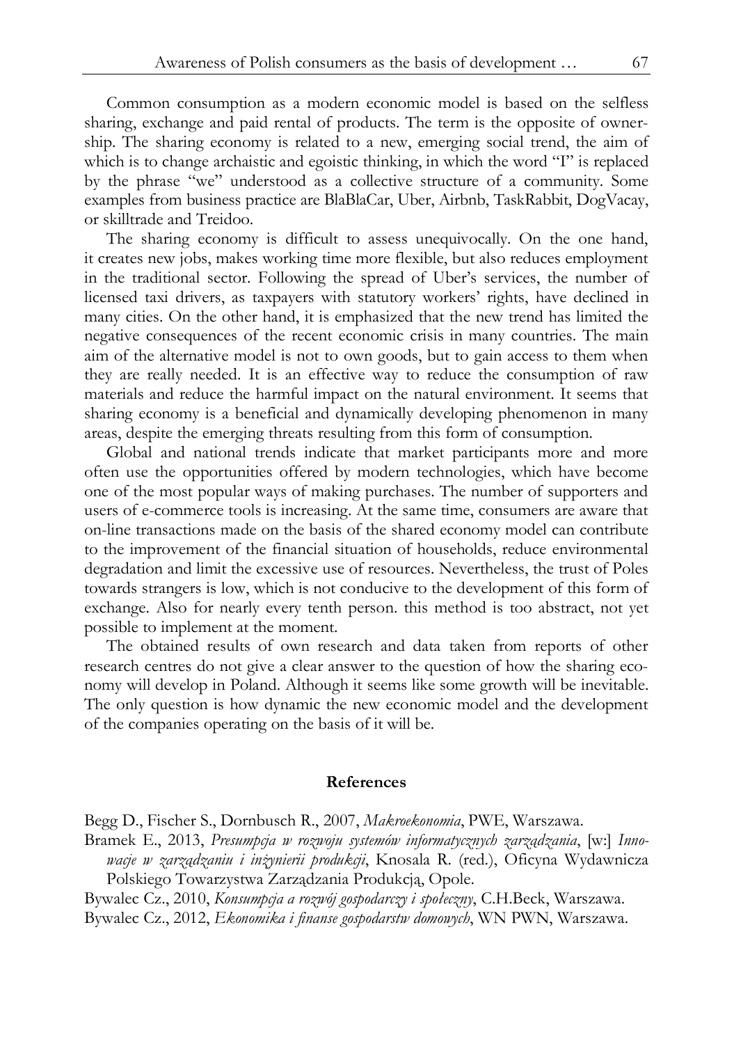Common consumption as a modern economic model is based on the selfless sharing, exchange and paid rental of products. The term is the opposite of ownership. The sharing economy is related to a new, emerging social trend, the aim of which is to change archaistic and egoistic thinking, in which the word "I" is replaced by the phrase "we" understood as a collective structure of a community. Some examples from business practice are BlaBlaCar, Uber, Airbnb, TaskRabbit, DogVacay, or skilltrade and Treidoo.

The sharing economy is difficult to assess unequivocally. On the one hand, it creates new jobs, makes working time more flexible, but also reduces employment in the traditional sector. Following the spread of Uber's services, the number of licensed taxi drivers, as taxpayers with statutory workers' rights, have declined in many cities. On the other hand, it is emphasized that the new trend has limited the negative consequences of the recent economic crisis in many countries. The main aim of the alternative model is not to own goods, but to gain access to them when they are really needed. It is an effective way to reduce the consumption of raw materials and reduce the harmful impact on the natural environment. It seems that sharing economy is a beneficial and dynamically developing phenomenon in many areas, despite the emerging threats resulting from this form of consumption.

Global and national trends indicate that market participants more and more often use the opportunities offered by modern technologies, which have become one of the most popular ways of making purchases. The number of supporters and users of e-commerce tools is increasing. At the same time, consumers are aware that on-line transactions made on the basis of the shared economy model can contribute to the improvement of the financial situation of households, reduce environmental degradation and limit the excessive use of resources. Nevertheless, the trust of Poles towards strangers is low, which is not conducive to the development of this form of exchange. Also for nearly every tenth person. this method is too abstract, not yet possible to implement at the moment.

The obtained results of own research and data taken from reports of other research centres do not give a clear answer to the question of how the sharing economy will develop in Poland. Although it seems like some growth will be inevitable. The only question is how dynamic the new economic model and the development of the companies operating on the basis of it will be.

## References

Begg D., Fischer S., Dornbusch R., 2007, *Makroekonomia*, PWE, Warszawa.

Bramek E., 2013, *Presumpcja w rozwoju systemów informatycznych zarządzania*, [w:] *Innowacje w zarządzaniu i inżynierii produkcji*, Knosala R. (red.), Oficyna Wydawnicza Polskiego Towarzystwa Zarządzania Produkcją, Opole.

Bywalec Cz., 2010, *Konsumpcja a rozwój gospodarczy i społeczny*, C.H.Beck, Warszawa.

Bywalec Cz., 2012, *Ekonomika i finanse gospodarstw domowych*, WN PWN, Warszawa.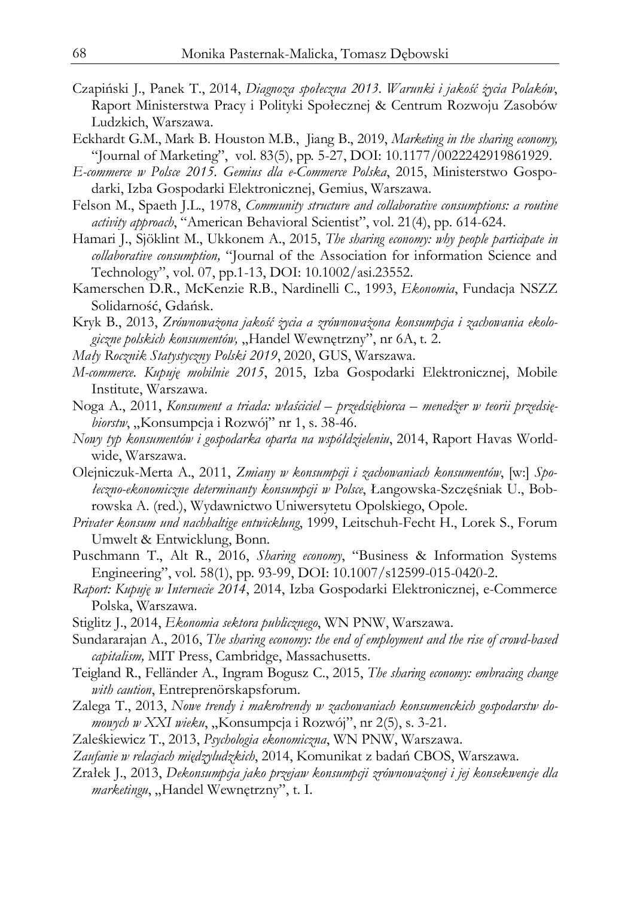Czapiński J., Panek T., 2014, *Diagnoza społeczna 2013. Warunki i jakość życia Polaków*, Raport Ministerstwa Pracy i Polityki Społecznej & Centrum Rozwoju Zasobów Ludzkich, Warszawa.

Eckhardt G.M., Mark B. Houston M.B., Jiang B., 2019, *Marketing in the sharing economy,* "Journal of Marketing", vol. 83(5), pp. 5-27, DOI: 10.1177/0022242919861929.

*E-commerce w Polsce 2015. Gemius dla e-Commerce Polska*, 2015, Ministerstwo Gospodarki, Izba Gospodarki Elektronicznej, Gemius, Warszawa.

Felson M., Spaeth J.L., 1978, *Community structure and collaborative consumptions: a routine activity approach*, "American Behavioral Scientist", vol. 21(4), pp. 614-624.

Hamari J., Sjöklint M., Ukkonem A., 2015, *The sharing economy: why people participate in collaborative consumption,* "Journal of the Association for information Science and Technology", vol. 07, pp.1-13, DOI: 10.1002/asi.23552.

Kamerschen D.R., McKenzie R.B., Nardinelli C., 1993, *Ekonomia*, Fundacja NSZZ Solidarność, Gdańsk.

Kryk B., 2013, *Zrównoważona jakość życia a zrównoważona konsumpcja i zachowania ekologiczne polskich konsumentów,* „Handel Wewnętrzny", nr 6A, t. 2.

*Mały Rocznik Statystyczny Polski 2019*, 2020, GUS, Warszawa.

*M-commerce. Kupuję mobilnie 2015*, 2015, Izba Gospodarki Elektronicznej, Mobile Institute, Warszawa.

Noga A., 2011, *Konsument a triada: właściciel – przedsiębiorca – menedżer w teorii przedsiębiorstw*, „Konsumpcja i Rozwój" nr 1, s. 38-46.

*Nowy typ konsumentów i gospodarka oparta na współdzieleniu*, 2014, Raport Havas Worldwide, Warszawa.

Olejniczuk-Merta A., 2011, *Zmiany w konsumpcji i zachowaniach konsumentów*, [w:] *Społeczno-ekonomiczne determinanty konsumpcji w Polsce*, Łangowska-Szczęśniak U., Bobrowska A. (red.), Wydawnictwo Uniwersytetu Opolskiego, Opole.

*Privater konsum und nachhaltige entwicklung*, 1999, Leitschuh-Fecht H., Lorek S., Forum Umwelt & Entwicklung, Bonn.

Puschmann T., Alt R., 2016, *Sharing economy*, "Business & Information Systems Engineering", vol. 58(1), pp. 93-99, DOI: 10.1007/s12599-015-0420-2.

*Raport: Kupuję w Internecie 2014*, 2014, Izba Gospodarki Elektronicznej, e-Commerce Polska, Warszawa.

Stiglitz J., 2014, *Ekonomia sektora publicznego*, WN PNW, Warszawa.

Sundararajan A., 2016, *The sharing economy: the end of employment and the rise of crowd-based capitalism,* MIT Press, Cambridge, Massachusetts.

Teigland R., Felländer A., Ingram Bogusz C., 2015, *The sharing economy: embracing change with caution*, Entreprenörskapsforum.

Zalega T., 2013, *Nowe trendy i makrotrendy w zachowaniach konsumenckich gospodarstw domowych w XXI wieku*, „Konsumpcja i Rozwój", nr 2(5), s. 3-21.

Zaleśkiewicz T., 2013, *Psychologia ekonomiczna*, WN PNW, Warszawa.

*Zaufanie w relacjach międzyludzkich*, 2014, Komunikat z badań CBOS, Warszawa.

Zrałek J., 2013, *Dekonsumpcja jako przejaw konsumpcji zrównoważonej i jej konsekwencje dla marketingu*, „Handel Wewnętrzny", t. I.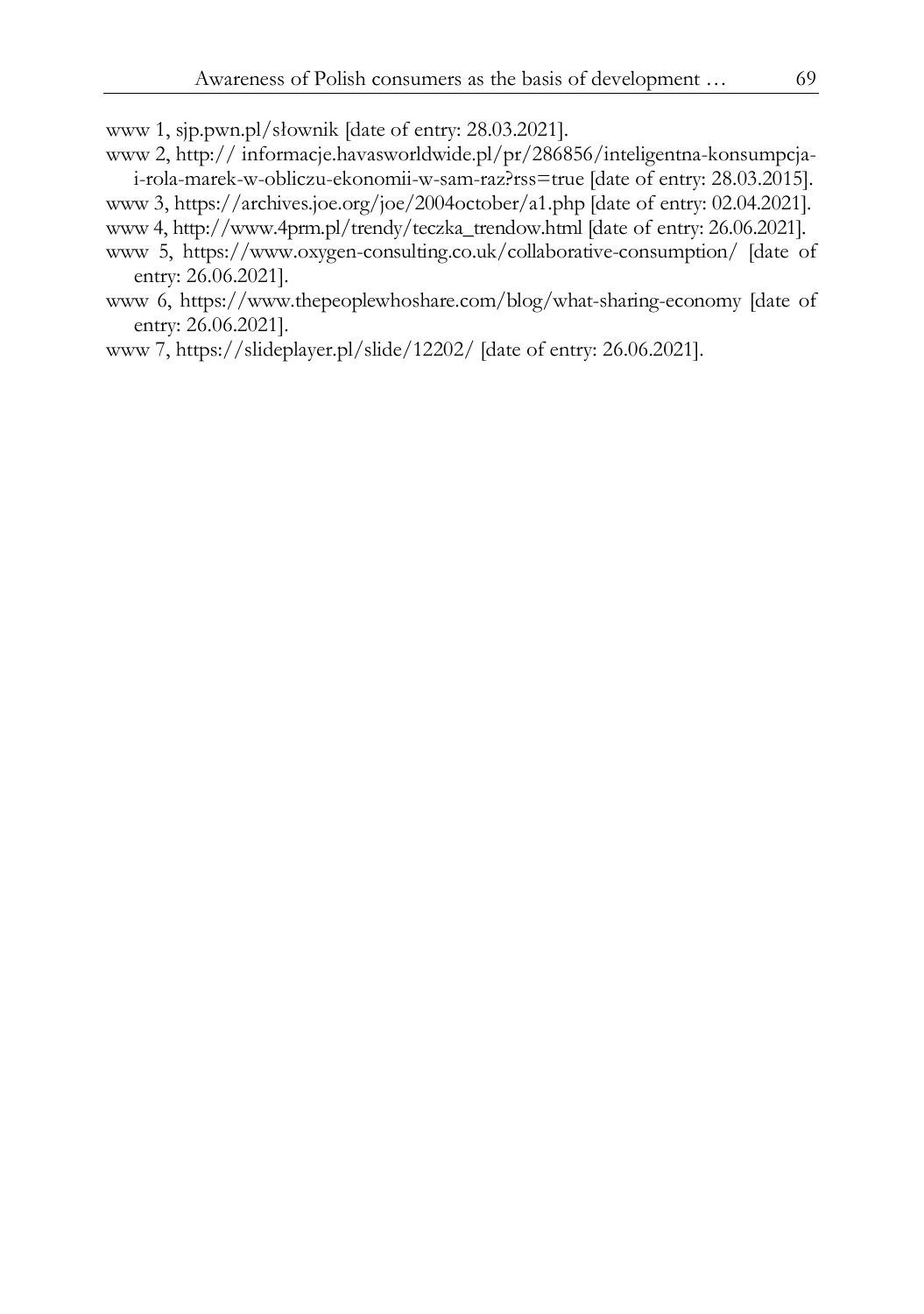www 1, sjp.pwn.pl/słownik [date of entry: 28.03.2021].

www 2, http:// informacje.havasworldwide.pl/pr/286856/inteligentna-konsumpcja-i-rola-marek-w-obliczu-ekonomii-w-sam-raz?rss=true [date of entry: 28.03.2015].

www 3, https://archives.joe.org/joe/2004october/a1.php [date of entry: 02.04.2021].

www 4, http://www.4prm.pl/trendy/teczka_trendow.html [date of entry: 26.06.2021].

www 5, https://www.oxygen-consulting.co.uk/collaborative-consumption/ [date of entry: 26.06.2021].

www 6, https://www.thepeoplewhoshare.com/blog/what-sharing-economy [date of entry: 26.06.2021].

www 7, https://slideplayer.pl/slide/12202/ [date of entry: 26.06.2021].